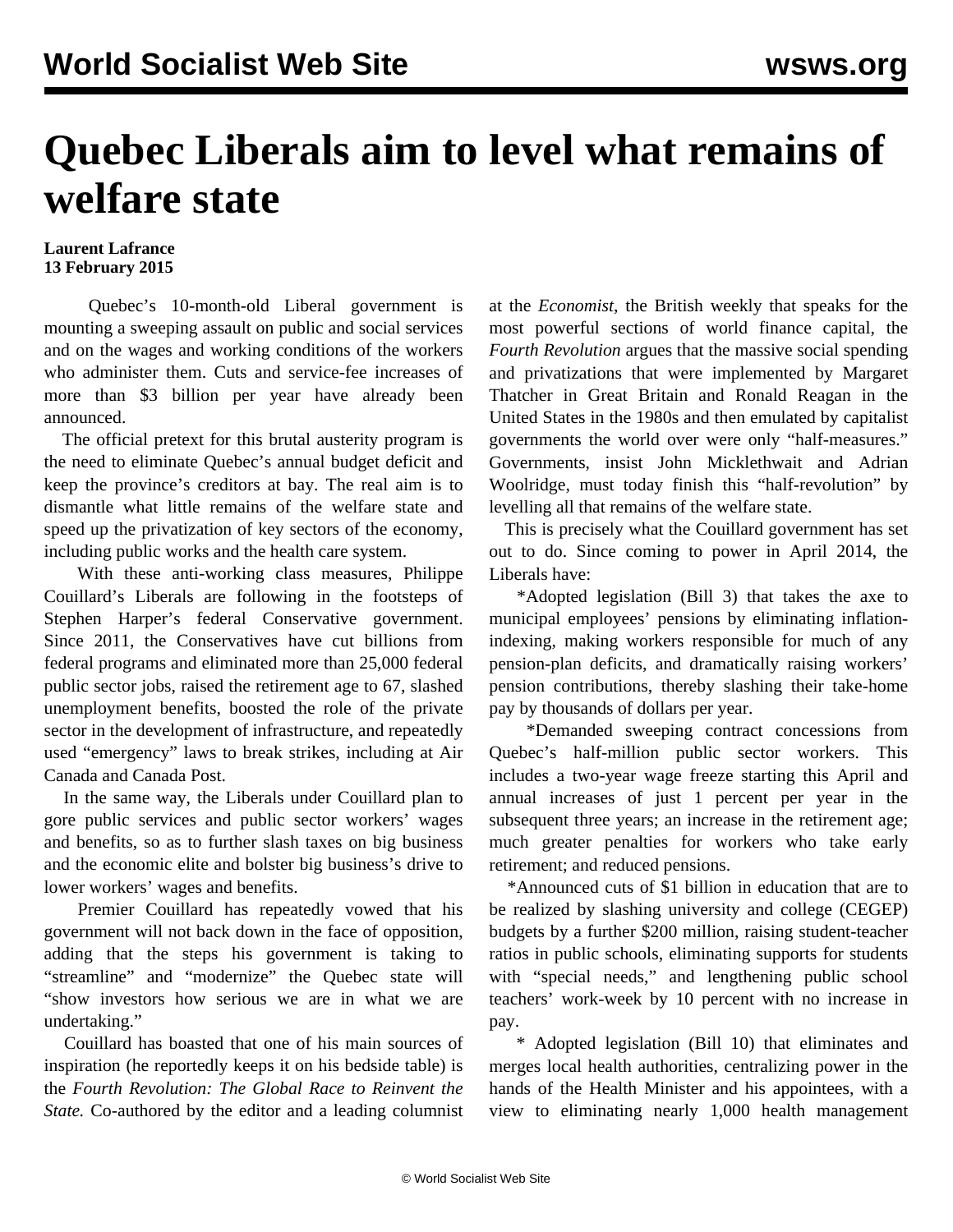# Quebec Liberals aim to level what remains of welfare state

**Laurent Lafrance**
**13 February 2015**

Quebec's 10-month-old Liberal government is mounting a sweeping assault on public and social services and on the wages and working conditions of the workers who administer them. Cuts and service-fee increases of more than $3 billion per year have already been announced.

The official pretext for this brutal austerity program is the need to eliminate Quebec's annual budget deficit and keep the province's creditors at bay. The real aim is to dismantle what little remains of the welfare state and speed up the privatization of key sectors of the economy, including public works and the health care system.

With these anti-working class measures, Philippe Couillard's Liberals are following in the footsteps of Stephen Harper's federal Conservative government. Since 2011, the Conservatives have cut billions from federal programs and eliminated more than 25,000 federal public sector jobs, raised the retirement age to 67, slashed unemployment benefits, boosted the role of the private sector in the development of infrastructure, and repeatedly used "emergency" laws to break strikes, including at Air Canada and Canada Post.

In the same way, the Liberals under Couillard plan to gore public services and public sector workers' wages and benefits, so as to further slash taxes on big business and the economic elite and bolster big business's drive to lower workers' wages and benefits.

Premier Couillard has repeatedly vowed that his government will not back down in the face of opposition, adding that the steps his government is taking to "streamline" and "modernize" the Quebec state will "show investors how serious we are in what we are undertaking."

Couillard has boasted that one of his main sources of inspiration (he reportedly keeps it on his bedside table) is the *Fourth Revolution: The Global Race to Reinvent the State.* Co-authored by the editor and a leading columnist at the *Economist*, the British weekly that speaks for the most powerful sections of world finance capital, the *Fourth Revolution* argues that the massive social spending and privatizations that were implemented by Margaret Thatcher in Great Britain and Ronald Reagan in the United States in the 1980s and then emulated by capitalist governments the world over were only "half-measures." Governments, insist John Micklethwait and Adrian Woolridge, must today finish this "half-revolution" by levelling all that remains of the welfare state.

This is precisely what the Couillard government has set out to do. Since coming to power in April 2014, the Liberals have:

*Adopted legislation (Bill 3) that takes the axe to municipal employees' pensions by eliminating inflation-indexing, making workers responsible for much of any pension-plan deficits, and dramatically raising workers' pension contributions, thereby slashing their take-home pay by thousands of dollars per year.

*Demanded sweeping contract concessions from Quebec's half-million public sector workers. This includes a two-year wage freeze starting this April and annual increases of just 1 percent per year in the subsequent three years; an increase in the retirement age; much greater penalties for workers who take early retirement; and reduced pensions.

*Announced cuts of $1 billion in education that are to be realized by slashing university and college (CEGEP) budgets by a further $200 million, raising student-teacher ratios in public schools, eliminating supports for students with "special needs," and lengthening public school teachers' work-week by 10 percent with no increase in pay.

* Adopted legislation (Bill 10) that eliminates and merges local health authorities, centralizing power in the hands of the Health Minister and his appointees, with a view to eliminating nearly 1,000 health management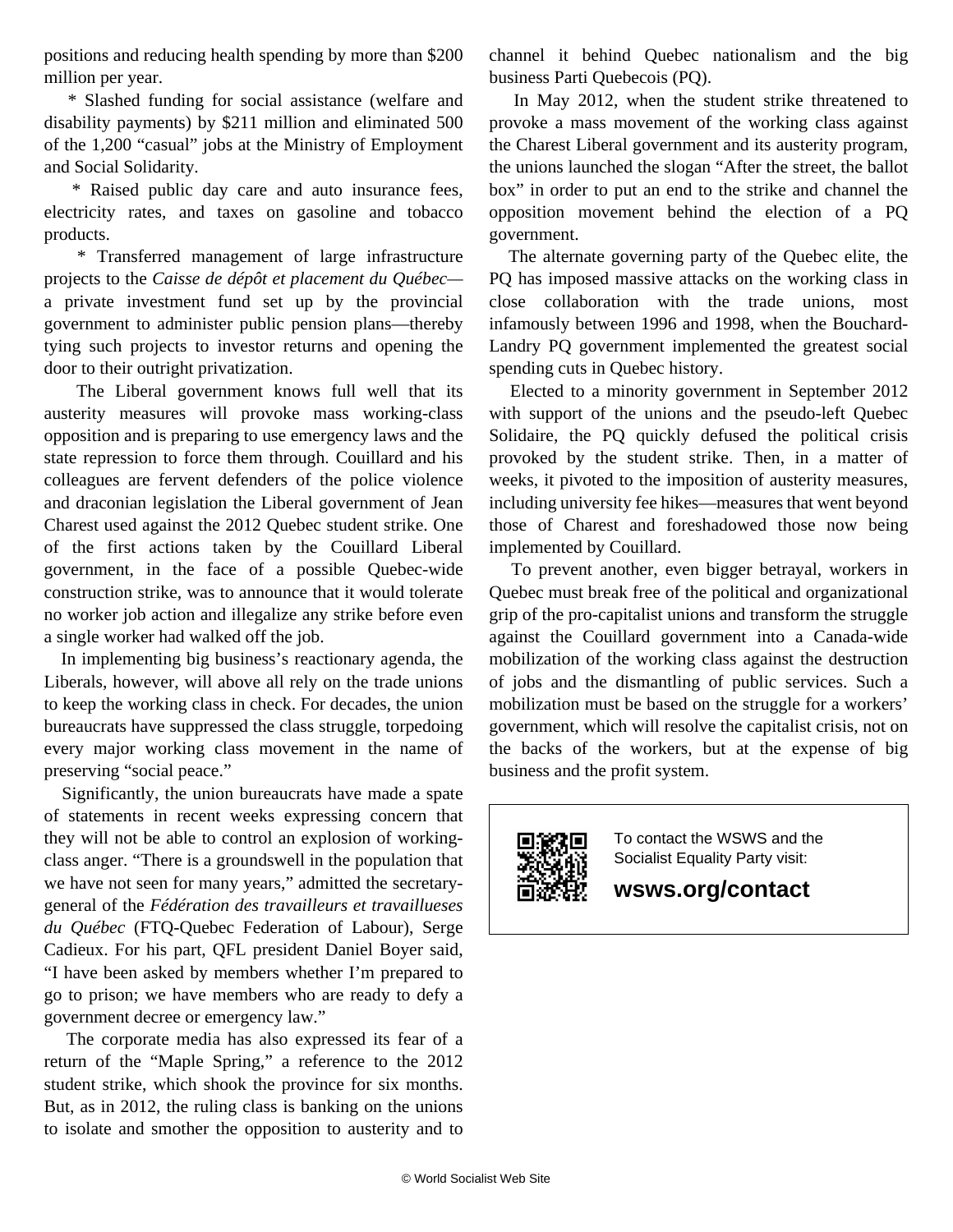positions and reducing health spending by more than $200 million per year.

* Slashed funding for social assistance (welfare and disability payments) by $211 million and eliminated 500 of the 1,200 "casual" jobs at the Ministry of Employment and Social Solidarity.

* Raised public day care and auto insurance fees, electricity rates, and taxes on gasoline and tobacco products.

* Transferred management of large infrastructure projects to the *Caisse de dépôt et placement du Québec*—a private investment fund set up by the provincial government to administer public pension plans—thereby tying such projects to investor returns and opening the door to their outright privatization.

The Liberal government knows full well that its austerity measures will provoke mass working-class opposition and is preparing to use emergency laws and the state repression to force them through. Couillard and his colleagues are fervent defenders of the police violence and draconian legislation the Liberal government of Jean Charest used against the 2012 Quebec student strike. One of the first actions taken by the Couillard Liberal government, in the face of a possible Quebec-wide construction strike, was to announce that it would tolerate no worker job action and illegalize any strike before even a single worker had walked off the job.

In implementing big business's reactionary agenda, the Liberals, however, will above all rely on the trade unions to keep the working class in check. For decades, the union bureaucrats have suppressed the class struggle, torpedoing every major working class movement in the name of preserving "social peace."

Significantly, the union bureaucrats have made a spate of statements in recent weeks expressing concern that they will not be able to control an explosion of working-class anger. "There is a groundswell in the population that we have not seen for many years," admitted the secretary-general of the *Fédération des travailleurs et travailleuses du Québec* (FTQ-Quebec Federation of Labour), Serge Cadieux. For his part, QFL president Daniel Boyer said, "I have been asked by members whether I'm prepared to go to prison; we have members who are ready to defy a government decree or emergency law."

The corporate media has also expressed its fear of a return of the "Maple Spring," a reference to the 2012 student strike, which shook the province for six months. But, as in 2012, the ruling class is banking on the unions to isolate and smother the opposition to austerity and to channel it behind Quebec nationalism and the big business Parti Quebecois (PQ).

In May 2012, when the student strike threatened to provoke a mass movement of the working class against the Charest Liberal government and its austerity program, the unions launched the slogan "After the street, the ballot box" in order to put an end to the strike and channel the opposition movement behind the election of a PQ government.

The alternate governing party of the Quebec elite, the PQ has imposed massive attacks on the working class in close collaboration with the trade unions, most infamously between 1996 and 1998, when the Bouchard-Landry PQ government implemented the greatest social spending cuts in Quebec history.

Elected to a minority government in September 2012 with support of the unions and the pseudo-left Quebec Solidaire, the PQ quickly defused the political crisis provoked by the student strike. Then, in a matter of weeks, it pivoted to the imposition of austerity measures, including university fee hikes—measures that went beyond those of Charest and foreshadowed those now being implemented by Couillard.

To prevent another, even bigger betrayal, workers in Quebec must break free of the political and organizational grip of the pro-capitalist unions and transform the struggle against the Couillard government into a Canada-wide mobilization of the working class against the destruction of jobs and the dismantling of public services. Such a mobilization must be based on the struggle for a workers' government, which will resolve the capitalist crisis, not on the backs of the workers, but at the expense of big business and the profit system.

To contact the WSWS and the Socialist Equality Party visit:

**wsws.org/contact**